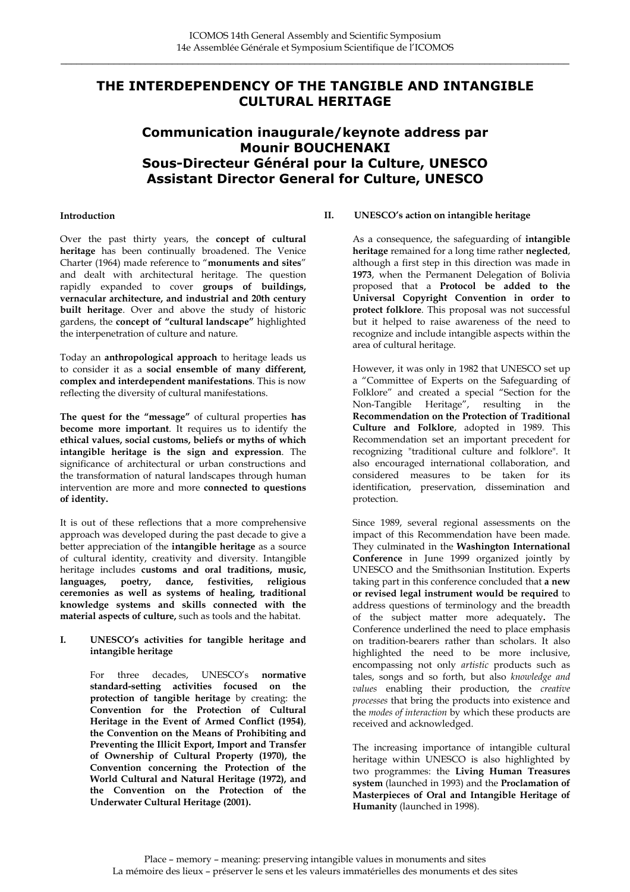# THE INTERDEPENDENCY OF THE TANGIBLE AND INTANGIBLE CULTURAL HERITAGE

## Communication inaugurale/keynote address par Mounir BOUCHENAKI Sous-Directeur Général pour la Culture, UNESCO Assistant Director General for Culture, UNESCO

### Introduction

Over the past thirty years, the **concept of cultural heritage** has been continually broadened. The Venice Charter (1964) made reference to "**monuments and sites**" and dealt with architectural heritage. The question rapidly expanded to cover **groups of buildings, vernacular architecture, and industrial and 20th century built heritage**. Over and above the study of historic gardens, the **concept of "cultural landscape"** highlighted the interpenetration of culture and nature.

Today an **anthropological approach** to heritage leads us to consider it as a **social ensemble of many different, complex and interdependent manifestations**. This is now reflecting the diversity of cultural manifestations.

**The quest for the "message"** of cultural properties **has become more important**. It requires us to identify the **ethical values, social customs, beliefs or myths of which intangible heritage is the sign and expression**. The significance of architectural or urban constructions and the transformation of natural landscapes through human intervention are more and more **connected to questions of identity.**

It is out of these reflections that a more comprehensive approach was developed during the past decade to give a better appreciation of the **intangible heritage** as a source of cultural identity, creativity and diversity. Intangible heritage includes **customs and oral traditions, music, languages, poetry, dance, festivities, religious ceremonies as well as systems of healing, traditional knowledge systems and skills connected with the material aspects of culture,** such as tools and the habitat.

### I. UNESCO's activities for tangible heritage and intangible heritage

For three decades, UNESCO's **normative standard-setting activities focused on the protection of tangible heritage** by creating: the **Convention for the Protection of Cultural Heritage in the Event of Armed Conflict (1954)**, **the Convention on the Means of Prohibiting and Preventing the Illicit Export, Import and Transfer of Ownership of Cultural Property (1970), the Convention concerning the Protection of the World Cultural and Natural Heritage (1972), and the Convention on the Protection of the Underwater Cultural Heritage (2001).**

### II. UNESCO's action on intangible heritage

As a consequence, the safeguarding of **intangible heritage** remained for a long time rather **neglected**, although a first step in this direction was made in **1973**, when the Permanent Delegation of Bolivia proposed that a **Protocol be added to the Universal Copyright Convention in order to protect folklore**. This proposal was not successful but it helped to raise awareness of the need to recognize and include intangible aspects within the area of cultural heritage.

However, it was only in 1982 that UNESCO set up a "Committee of Experts on the Safeguarding of Folklore" and created a special "Section for the Non-Tangible Heritage", resulting in the **Recommendation on the Protection of Traditional Culture and Folklore**, adopted in 1989. This Recommendation set an important precedent for recognizing "traditional culture and folklore". It also encouraged international collaboration, and considered measures to be taken for its identification, preservation, dissemination and protection.

Since 1989, several regional assessments on the impact of this Recommendation have been made. They culminated in the **Washington International Conference** in June 1999 organized jointly by UNESCO and the Smithsonian Institution. Experts taking part in this conference concluded that **a new or revised legal instrument would be required** to address questions of terminology and the breadth of the subject matter more adequately**.** The Conference underlined the need to place emphasis on tradition-bearers rather than scholars. It also highlighted the need to be more inclusive, encompassing not only *artistic* products such as tales, songs and so forth, but also *knowledge and values* enabling their production, the *creative processes* that bring the products into existence and the *modes of interaction* by which these products are received and acknowledged.

The increasing importance of intangible cultural heritage within UNESCO is also highlighted by two programmes: the **Living Human Treasures system** (launched in 1993) and the **Proclamation of Masterpieces of Oral and Intangible Heritage of Humanity** (launched in 1998).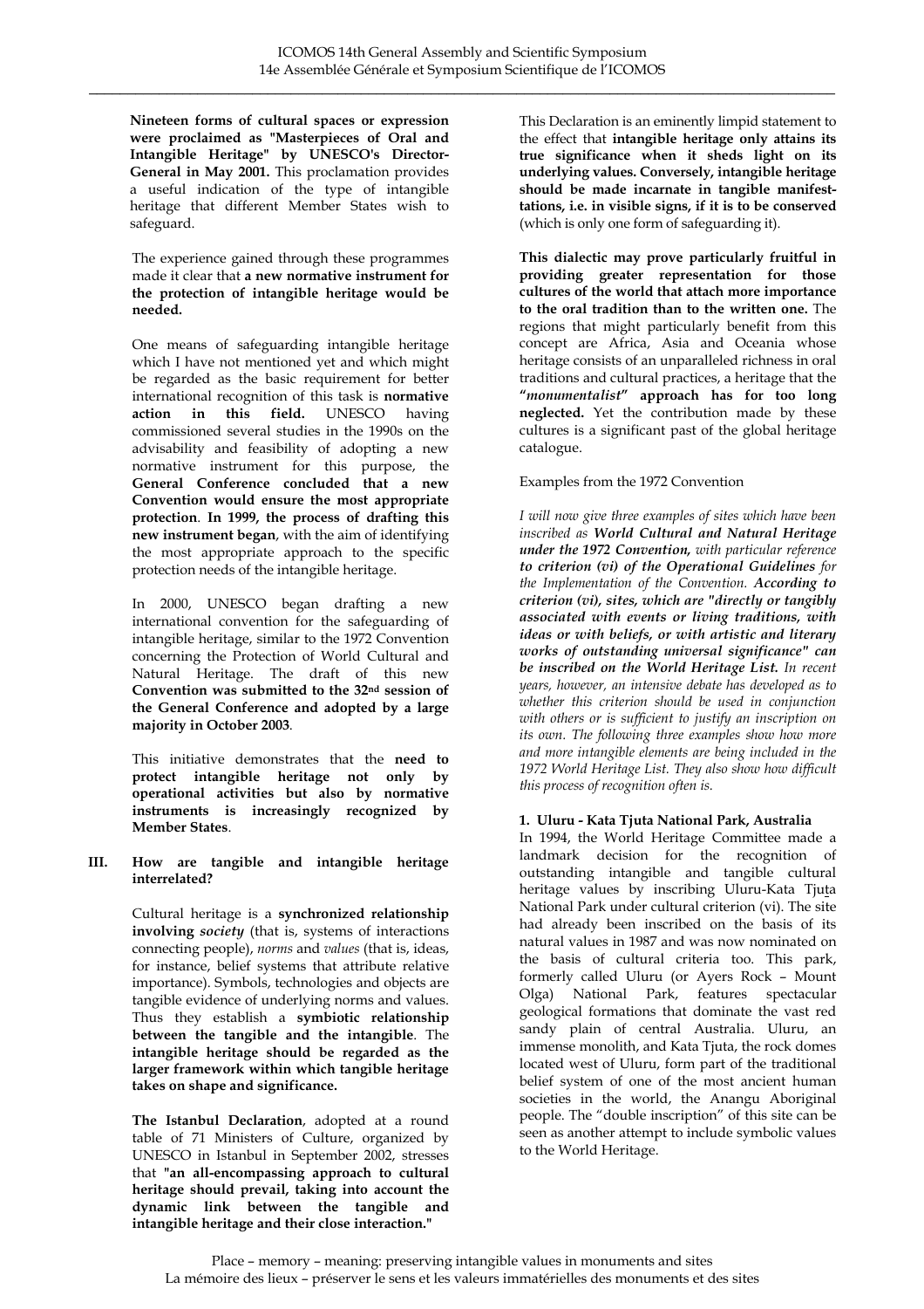**Nineteen forms of cultural spaces or expression were proclaimed as "Masterpieces of Oral and Intangible Heritage" by UNESCO's Director-General in May 2001.** This proclamation provides a useful indication of the type of intangible heritage that different Member States wish to safeguard.

The experience gained through these programmes made it clear that **a new normative instrument for the protection of intangible heritage would be needed.**

One means of safeguarding intangible heritage which I have not mentioned yet and which might be regarded as the basic requirement for better international recognition of this task is **normative action in this field.** UNESCO having commissioned several studies in the 1990s on the advisability and feasibility of adopting a new normative instrument for this purpose, the **General Conference concluded that a new Convention would ensure the most appropriate protection**. **In 1999, the process of drafting this new instrument began**, with the aim of identifying the most appropriate approach to the specific protection needs of the intangible heritage.

In 2000, UNESCO began drafting a new international convention for the safeguarding of intangible heritage, similar to the 1972 Convention concerning the Protection of World Cultural and Natural Heritage. The draft of this new **Convention was submitted to the 32nd session of the General Conference and adopted by a large majority in October 2003**.

This initiative demonstrates that the **need to protect intangible heritage not only by operational activities but also by normative instruments is increasingly recognized by Member States**.

## III. How are tangible and intangible heritage interrelated?

Cultural heritage is a **synchronized relationship involving *society*** (that is, systems of interactions connecting people), *norms* and *values* (that is, ideas, for instance, belief systems that attribute relative importance). Symbols, technologies and objects are tangible evidence of underlying norms and values. Thus they establish a **symbiotic relationship between the tangible and the intangible**. The **intangible heritage should be regarded as the larger framework within which tangible heritage takes on shape and significance.**

**The Istanbul Declaration**, adopted at a round table of 71 Ministers of Culture, organized by UNESCO in Istanbul in September 2002, stresses that **"an all-encompassing approach to cultural heritage should prevail, taking into account the dynamic link between the tangible and intangible heritage and their close interaction."**

This Declaration is an eminently limpid statement to the effect that **intangible heritage only attains its true significance when it sheds light on its underlying values. Conversely, intangible heritage should be made incarnate in tangible manifestations, i.e. in visible signs, if it is to be conserved** (which is only one form of safeguarding it).

**This dialectic may prove particularly fruitful in providing greater representation for those cultures of the world that attach more importance to the oral tradition than to the written one.** The regions that might particularly benefit from this concept are Africa, Asia and Oceania whose heritage consists of an unparalleled richness in oral traditions and cultural practices, a heritage that the **"*monumentalist*" approach has for too long neglected.** Yet the contribution made by these cultures is a significant past of the global heritage catalogue.

Examples from the 1972 Convention

*I will now give three examples of sites which have been inscribed as **World Cultural and Natural Heritage under the 1972 Convention,** with particular reference **to criterion (vi) of the Operational Guidelines** for the Implementation of the Convention. **According to criterion (vi), sites, which are "directly or tangibly associated with events or living traditions, with ideas or with beliefs, or with artistic and literary works of outstanding universal significance" can be inscribed on the World Heritage List.** In recent years, however, an intensive debate has developed as to whether this criterion should be used in conjunction with others or is sufficient to justify an inscription on its own. The following three examples show how more and more intangible elements are being included in the 1972 World Heritage List. They also show how difficult this process of recognition often is.*

**1. Uluru - Kata Tjuta National Park, Australia**

In 1994, the World Heritage Committee made a landmark decision for the recognition of outstanding intangible and tangible cultural heritage values by inscribing Uluru-Kata Tjuṯa National Park under cultural criterion (vi). The site had already been inscribed on the basis of its natural values in 1987 and was now nominated on the basis of cultural criteria too. This park, formerly called Uluru (or Ayers Rock – Mount Olga) National Park, features spectacular geological formations that dominate the vast red sandy plain of central Australia. Uluru, an immense monolith, and Kata Tjuta, the rock domes located west of Uluru, form part of the traditional belief system of one of the most ancient human societies in the world, the Anangu Aboriginal people. The "double inscription" of this site can be seen as another attempt to include symbolic values to the World Heritage.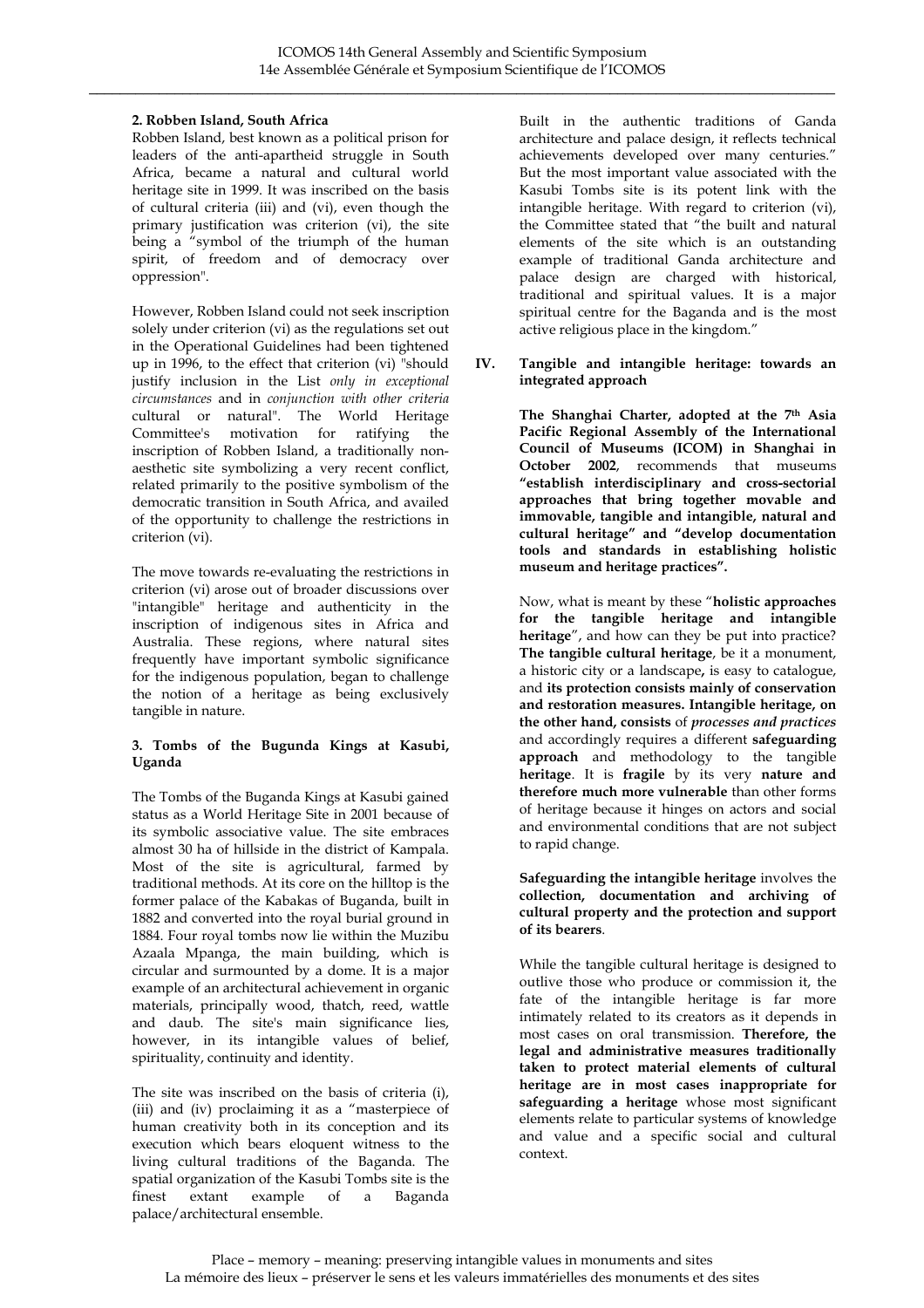**2. Robben Island, South Africa**

Robben Island, best known as a political prison for leaders of the anti-apartheid struggle in South Africa, became a natural and cultural world heritage site in 1999. It was inscribed on the basis of cultural criteria (iii) and (vi), even though the primary justification was criterion (vi), the site being a "symbol of the triumph of the human spirit, of freedom and of democracy over oppression".

However, Robben Island could not seek inscription solely under criterion (vi) as the regulations set out in the Operational Guidelines had been tightened up in 1996, to the effect that criterion (vi) "should justify inclusion in the List *only in exceptional circumstances* and in *conjunction with other criteria* cultural or natural". The World Heritage Committee's motivation for ratifying the inscription of Robben Island, a traditionally non-aesthetic site symbolizing a very recent conflict, related primarily to the positive symbolism of the democratic transition in South Africa, and availed of the opportunity to challenge the restrictions in criterion (vi).

The move towards re-evaluating the restrictions in criterion (vi) arose out of broader discussions over "intangible" heritage and authenticity in the inscription of indigenous sites in Africa and Australia. These regions, where natural sites frequently have important symbolic significance for the indigenous population, began to challenge the notion of a heritage as being exclusively tangible in nature.

**3. Tombs of the Bugunda Kings at Kasubi, Uganda**

The Tombs of the Buganda Kings at Kasubi gained status as a World Heritage Site in 2001 because of its symbolic associative value. The site embraces almost 30 ha of hillside in the district of Kampala. Most of the site is agricultural, farmed by traditional methods. At its core on the hilltop is the former palace of the Kabakas of Buganda, built in 1882 and converted into the royal burial ground in 1884. Four royal tombs now lie within the Muzibu Azaala Mpanga, the main building, which is circular and surmounted by a dome. It is a major example of an architectural achievement in organic materials, principally wood, thatch, reed, wattle and daub. The site's main significance lies, however, in its intangible values of belief, spirituality, continuity and identity.

The site was inscribed on the basis of criteria (i), (iii) and (iv) proclaiming it as a "masterpiece of human creativity both in its conception and its execution which bears eloquent witness to the living cultural traditions of the Baganda. The spatial organization of the Kasubi Tombs site is the finest extant example of a Baganda palace/architectural ensemble. Built in the authentic traditions of Ganda architecture and palace design, it reflects technical achievements developed over many centuries." But the most important value associated with the Kasubi Tombs site is its potent link with the intangible heritage. With regard to criterion (vi), the Committee stated that "the built and natural elements of the site which is an outstanding example of traditional Ganda architecture and palace design are charged with historical, traditional and spiritual values. It is a major spiritual centre for the Baganda and is the most active religious place in the kingdom."

## IV. Tangible and intangible heritage: towards an integrated approach

**The Shanghai Charter, adopted at the 7th Asia Pacific Regional Assembly of the International Council of Museums (ICOM) in Shanghai in October 2002**, recommends that museums **"establish interdisciplinary and cross-sectorial approaches that bring together movable and immovable, tangible and intangible, natural and cultural heritage" and "develop documentation tools and standards in establishing holistic museum and heritage practices".**

Now, what is meant by these "**holistic approaches for the tangible heritage and intangible heritage**", and how can they be put into practice? **The tangible cultural heritage**, be it a monument, a historic city or a landscape**,** is easy to catalogue, and **its protection consists mainly of conservation and restoration measures. Intangible heritage, on the other hand, consists** of ***processes and practices*** and accordingly requires a different **safeguarding approach** and methodology to the tangible **heritage**. It is **fragile** by its very **nature and therefore much more vulnerable** than other forms of heritage because it hinges on actors and social and environmental conditions that are not subject to rapid change.

**Safeguarding the intangible heritage** involves the **collection, documentation and archiving of cultural property and the protection and support of its bearers**.

While the tangible cultural heritage is designed to outlive those who produce or commission it, the fate of the intangible heritage is far more intimately related to its creators as it depends in most cases on oral transmission. **Therefore, the legal and administrative measures traditionally taken to protect material elements of cultural heritage are in most cases inappropriate for safeguarding a heritage** whose most significant elements relate to particular systems of knowledge and value and a specific social and cultural context.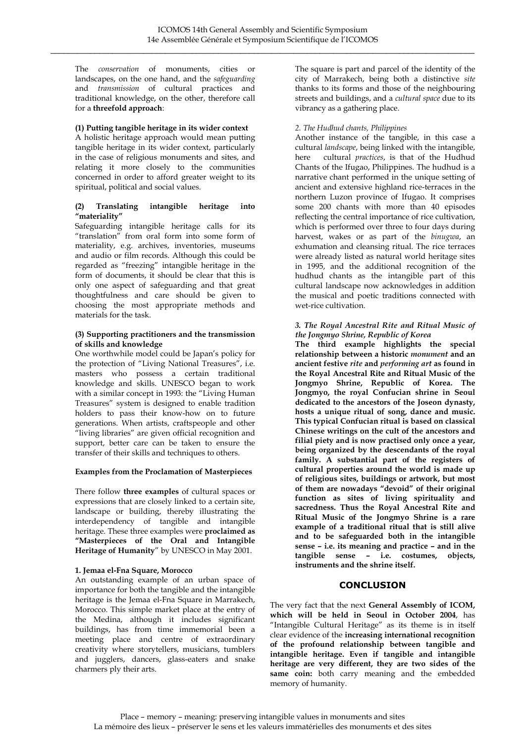The *conservation* of monuments, cities or landscapes, on the one hand, and the *safeguarding* and *transmission* of cultural practices and traditional knowledge, on the other, therefore call for a **threefold approach**:

**(1) Putting tangible heritage in its wider context**
A holistic heritage approach would mean putting tangible heritage in its wider context, particularly in the case of religious monuments and sites, and relating it more closely to the communities concerned in order to afford greater weight to its spiritual, political and social values.

**(2) Translating intangible heritage into "materiality"**
Safeguarding intangible heritage calls for its "translation" from oral form into some form of materiality, e.g. archives, inventories, museums and audio or film records. Although this could be regarded as "freezing" intangible heritage in the form of documents, it should be clear that this is only one aspect of safeguarding and that great thoughtfulness and care should be given to choosing the most appropriate methods and materials for the task.

**(3) Supporting practitioners and the transmission of skills and knowledge**
One worthwhile model could be Japan's policy for the protection of "Living National Treasures", i.e. masters who possess a certain traditional knowledge and skills. UNESCO began to work with a similar concept in 1993: the "Living Human Treasures" system is designed to enable tradition holders to pass their know-how on to future generations. When artists, craftspeople and other "living libraries" are given official recognition and support, better care can be taken to ensure the transfer of their skills and techniques to others.

**Examples from the Proclamation of Masterpieces**

There follow **three examples** of cultural spaces or expressions that are closely linked to a certain site, landscape or building, thereby illustrating the interdependency of tangible and intangible heritage. These three examples were **proclaimed as "Masterpieces of the Oral and Intangible Heritage of Humanity**" by UNESCO in May 2001.

**1. Jemaa el-Fna Square, Morocco**
An outstanding example of an urban space of importance for both the tangible and the intangible heritage is the Jemaa el-Fna Square in Marrakech, Morocco. This simple market place at the entry of the Medina, although it includes significant buildings, has from time immemorial been a meeting place and centre of extraordinary creativity where storytellers, musicians, tumblers and jugglers, dancers, glass-eaters and snake charmers ply their arts.

The square is part and parcel of the identity of the city of Marrakech, being both a distinctive *site* thanks to its forms and those of the neighbouring streets and buildings, and a *cultural space* due to its vibrancy as a gathering place.

*2. The Hudhud chants, Philippines*
Another instance of the tangible, in this case a cultural *landscape*, being linked with the intangible, here cultural *practices*, is that of the Hudhud Chants of the Ifugao, Philippines. The hudhud is a narrative chant performed in the unique setting of ancient and extensive highland rice-terraces in the northern Luzon province of Ifugao. It comprises some 200 chants with more than 40 episodes reflecting the central importance of rice cultivation, which is performed over three to four days during harvest, wakes or as part of the *binugwa*, an exhumation and cleansing ritual. The rice terraces were already listed as natural world heritage sites in 1995, and the additional recognition of the hudhud chants as the intangible part of this cultural landscape now acknowledges in addition the musical and poetic traditions connected with wet-rice cultivation.

***3. The Royal Ancestral Rite and Ritual Music of the Jongmyo Shrine, Republic of Korea***
**The third example highlights the special relationship between a historic *monument* and an ancient festive *rite* and *performing art* as found in the Royal Ancestral Rite and Ritual Music of the Jongmyo Shrine, Republic of Korea. The Jongmyo, the royal Confucian shrine in Seoul dedicated to the ancestors of the Joseon dynasty, hosts a unique ritual of song, dance and music. This typical Confucian ritual is based on classical Chinese writings on the cult of the ancestors and filial piety and is now practised only once a year, being organized by the descendants of the royal family. A substantial part of the registers of cultural properties around the world is made up of religious sites, buildings or artwork, but most of them are nowadays "devoid" of their original function as sites of living spirituality and sacredness. Thus the Royal Ancestral Rite and Ritual Music of the Jongmyo Shrine is a rare example of a traditional ritual that is still alive and to be safeguarded both in the intangible sense – i.e. its meaning and practice – and in the tangible sense – i.e. costumes, objects, instruments and the shrine itself.**

## CONCLUSION

The very fact that the next **General Assembly of ICOM, which will be held in Seoul in October 2004**, has "Intangible Cultural Heritage" as its theme is in itself clear evidence of the **increasing international recognition of the profound relationship between tangible and intangible heritage. Even if tangible and intangible heritage are very different, they are two sides of the same coin:** both carry meaning and the embedded memory of humanity.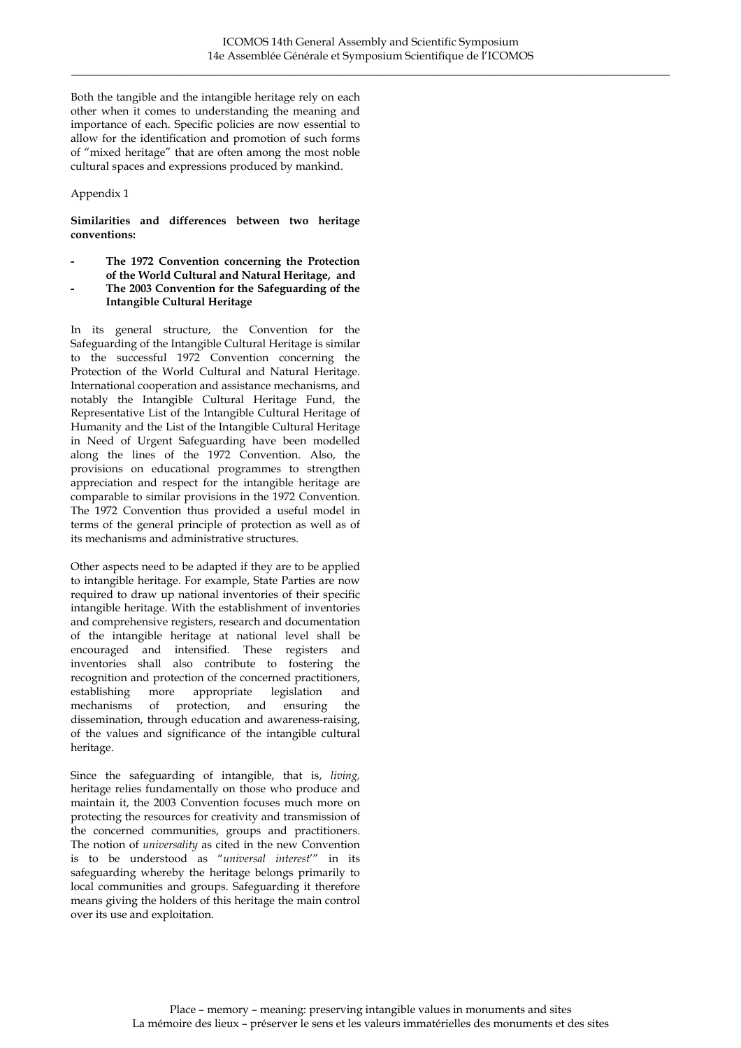Both the tangible and the intangible heritage rely on each other when it comes to understanding the meaning and importance of each. Specific policies are now essential to allow for the identification and promotion of such forms of "mixed heritage" that are often among the most noble cultural spaces and expressions produced by mankind.

Appendix 1

**Similarities and differences between two heritage conventions:**

- **The 1972 Convention concerning the Protection of the World Cultural and Natural Heritage, and**
- **The 2003 Convention for the Safeguarding of the Intangible Cultural Heritage**

In its general structure, the Convention for the Safeguarding of the Intangible Cultural Heritage is similar to the successful 1972 Convention concerning the Protection of the World Cultural and Natural Heritage. International cooperation and assistance mechanisms, and notably the Intangible Cultural Heritage Fund, the Representative List of the Intangible Cultural Heritage of Humanity and the List of the Intangible Cultural Heritage in Need of Urgent Safeguarding have been modelled along the lines of the 1972 Convention. Also, the provisions on educational programmes to strengthen appreciation and respect for the intangible heritage are comparable to similar provisions in the 1972 Convention. The 1972 Convention thus provided a useful model in terms of the general principle of protection as well as of its mechanisms and administrative structures.

Other aspects need to be adapted if they are to be applied to intangible heritage. For example, State Parties are now required to draw up national inventories of their specific intangible heritage. With the establishment of inventories and comprehensive registers, research and documentation of the intangible heritage at national level shall be encouraged and intensified. These registers and inventories shall also contribute to fostering the recognition and protection of the concerned practitioners, establishing more appropriate legislation and mechanisms of protection, and ensuring the dissemination, through education and awareness-raising, of the values and significance of the intangible cultural heritage.

Since the safeguarding of intangible, that is, *living,* heritage relies fundamentally on those who produce and maintain it, the 2003 Convention focuses much more on protecting the resources for creativity and transmission of the concerned communities, groups and practitioners. The notion of *universality* as cited in the new Convention is to be understood as "*universal interest*'" in its safeguarding whereby the heritage belongs primarily to local communities and groups. Safeguarding it therefore means giving the holders of this heritage the main control over its use and exploitation.